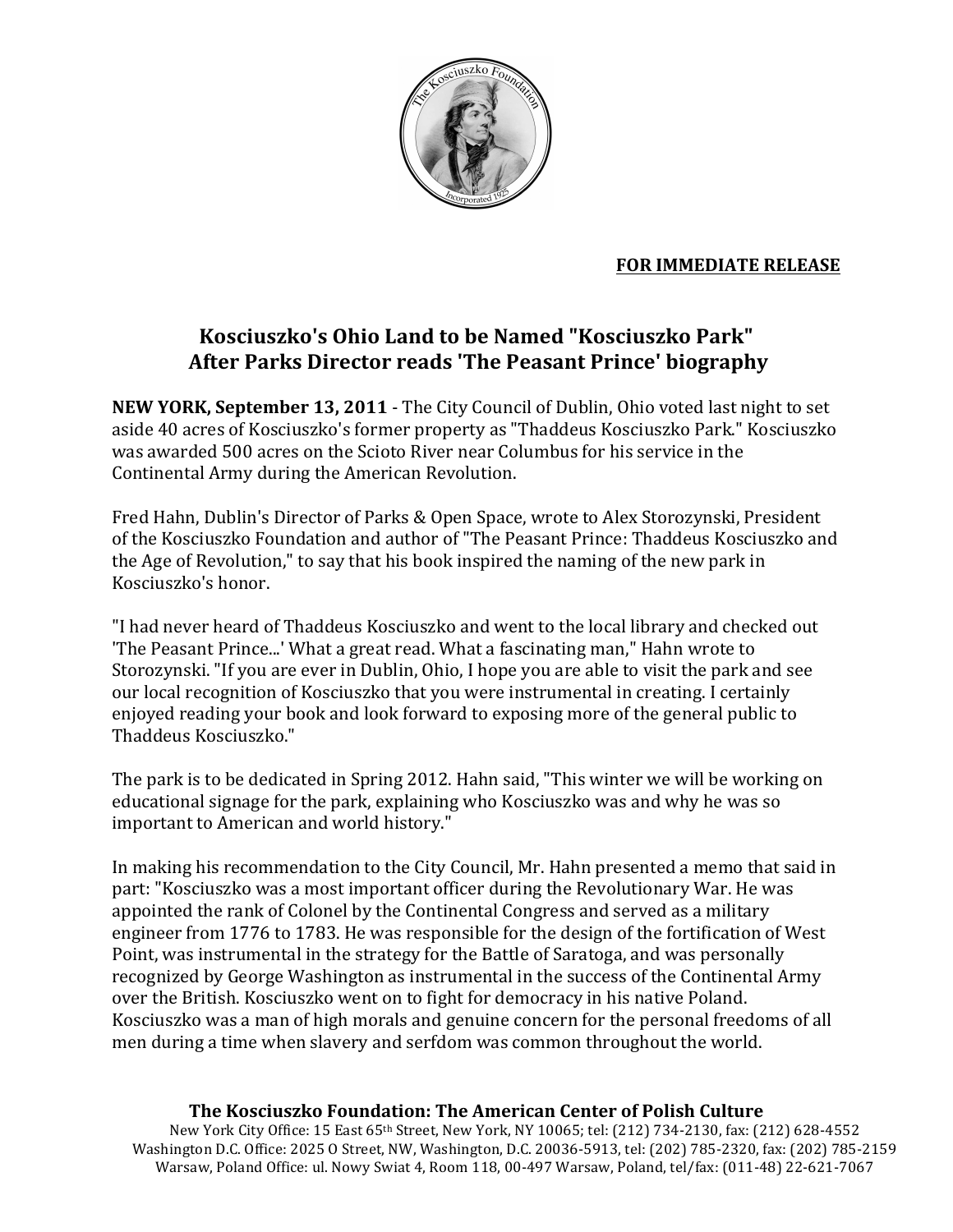**FOR IMMEDIATE RELEASE**

# Kosciuszko's Ohio Land to be Named "Kosciuszko Park" After Parks Director reads 'The Peasant Prince' biography

**NEW YORK, September 13, 2011** - The City Council of Dublin, Ohio voted last night to set aside 40 acres of Kosciuszko's former property as "Thaddeus Kosciuszko Park." Kosciuszko was awarded 500 acres on the Scioto River near Columbus for his service in the Continental Army during the American Revolution.

Fred Hahn, Dublin's Director of Parks & Open Space, wrote to Alex Storozynski, President of the Kosciuszko Foundation and author of "The Peasant Prince: Thaddeus Kosciuszko and the Age of Revolution," to say that his book inspired the naming of the new park in Kosciuszko's honor.

"I had never heard of Thaddeus Kosciuszko and went to the local library and checked out 'The Peasant Prince...' What a great read. What a fascinating man," Hahn wrote to Storozynski. "If you are ever in Dublin, Ohio, I hope you are able to visit the park and see our local recognition of Kosciuszko that you were instrumental in creating. I certainly enjoyed reading your book and look forward to exposing more of the general public to Thaddeus Kosciuszko."

The park is to be dedicated in Spring 2012. Hahn said, "This winter we will be working on educational signage for the park, explaining who Kosciuszko was and why he was so important to American and world history."

In making his recommendation to the City Council, Mr. Hahn presented a memo that said in part: "Kosciuszko was a most important officer during the Revolutionary War. He was appointed the rank of Colonel by the Continental Congress and served as a military engineer from 1776 to 1783. He was responsible for the design of the fortification of West Point, was instrumental in the strategy for the Battle of Saratoga, and was personally recognized by George Washington as instrumental in the success of the Continental Army over the British. Kosciuszko went on to fight for democracy in his native Poland. Kosciuszko was a man of high morals and genuine concern for the personal freedoms of all men during a time when slavery and serfdom was common throughout the world.

**The Kosciuszko Foundation: The American Center of Polish Culture**

New York City Office: 15 East 65th Street, New York, NY 10065; tel: (212) 734-2130, fax: (212) 628-4552
Washington D.C. Office: 2025 O Street, NW, Washington, D.C. 20036-5913, tel: (202) 785-2320, fax: (202) 785-2159
Warsaw, Poland Office: ul. Nowy Swiat 4, Room 118, 00-497 Warsaw, Poland, tel/fax: (011-48) 22-621-7067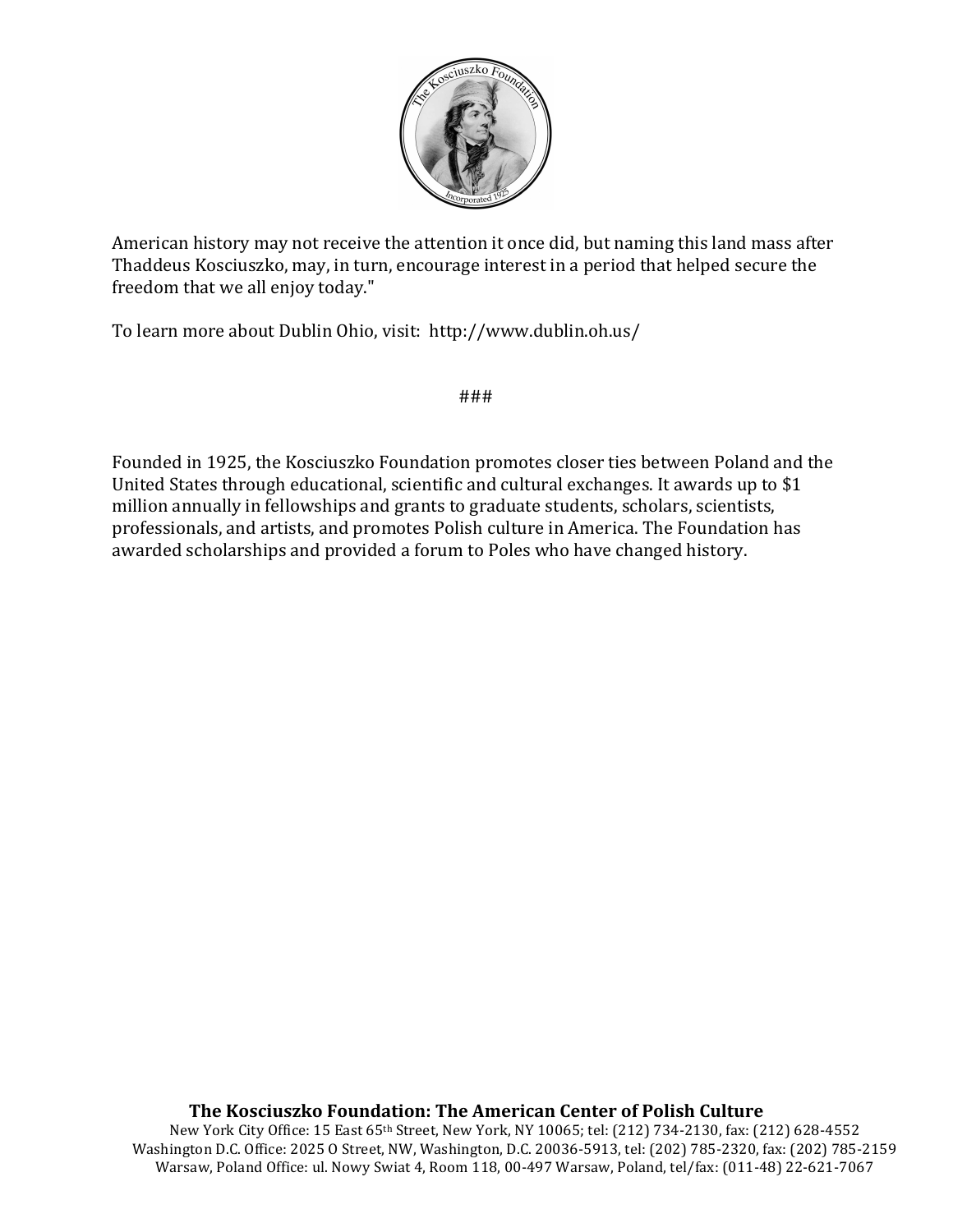American history may not receive the attention it once did, but naming this land mass after Thaddeus Kosciuszko, may, in turn, encourage interest in a period that helped secure the freedom that we all enjoy today."

To learn more about Dublin Ohio, visit: http://www.dublin.oh.us/

###

Founded in 1925, the Kosciuszko Foundation promotes closer ties between Poland and the United States through educational, scientific and cultural exchanges. It awards up to $1 million annually in fellowships and grants to graduate students, scholars, scientists, professionals, and artists, and promotes Polish culture in America. The Foundation has awarded scholarships and provided a forum to Poles who have changed history.